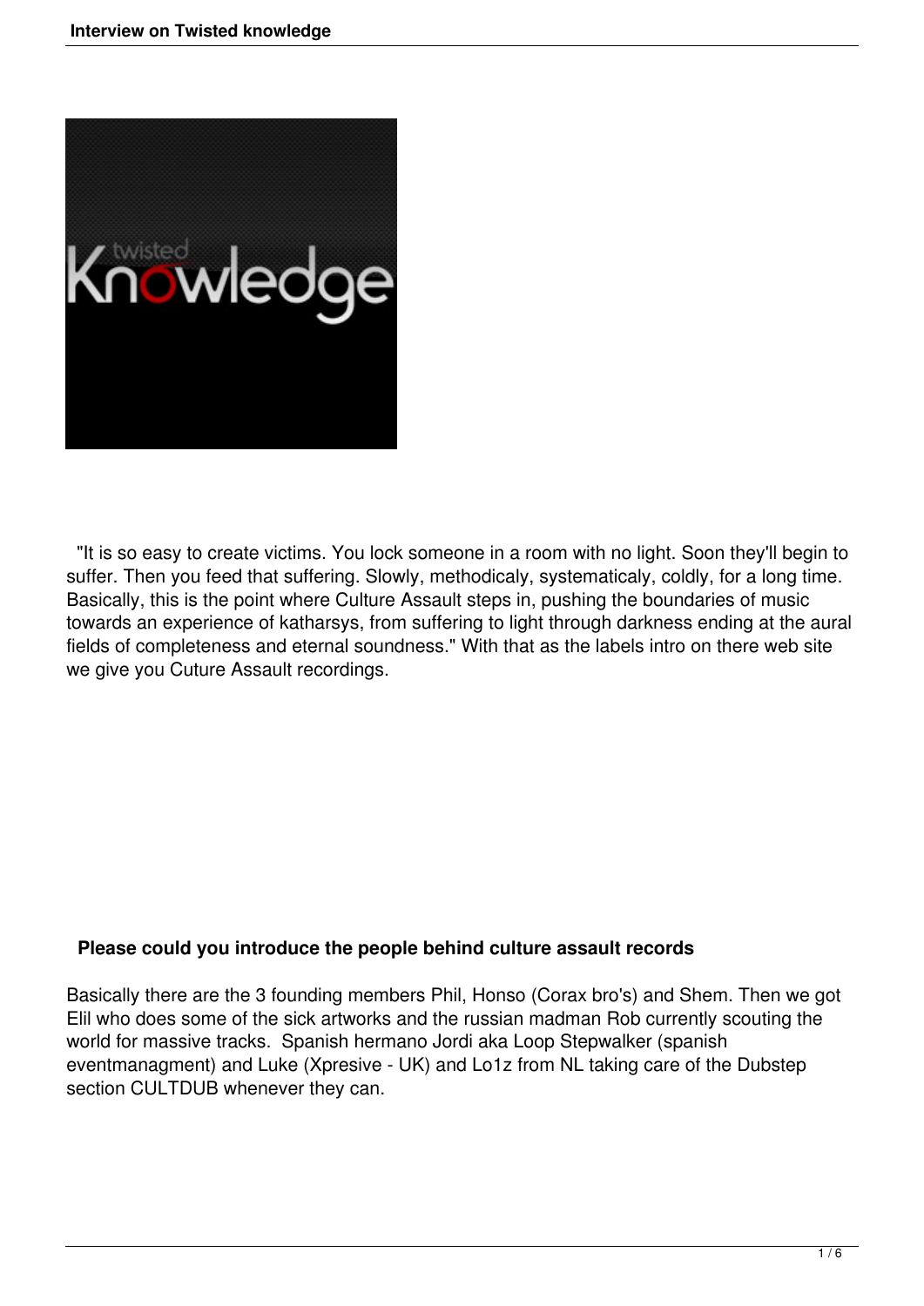"It is so easy to create victims. You lock someone in a room with no light. Soon they'll begin to suffer. Then you feed that suffering. Slowly, methodicaly, systematicaly, coldly, for a long time. Basically, this is the point where Culture Assault steps in, pushing the boundaries of music towards an experience of katharsys, from suffering to light through darkness ending at the aural fields of completeness and eternal soundness." With that as the labels intro on there web site we give you Cuture Assault recordings.

**Please could you introduce the people behind culture assault records**

Basically there are the 3 founding members Phil, Honso (Corax bro's) and Shem. Then we got Elil who does some of the sick artworks and the russian madman Rob currently scouting the world for massive tracks. Spanish hermano Jordi aka Loop Stepwalker (spanish eventmanagment) and Luke (Xpresive - UK) and Lo1z from NL taking care of the Dubstep section CULTDUB whenever they can.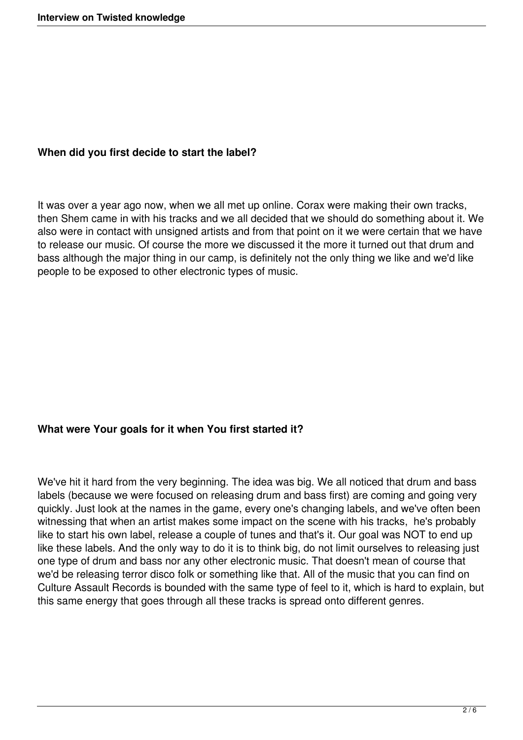**When did you first decide to start the label?**

It was over a year ago now, when we all met up online. Corax were making their own tracks, then Shem came in with his tracks and we all decided that we should do something about it. We also were in contact with unsigned artists and from that point on it we were certain that we have to release our music. Of course the more we discussed it the more it turned out that drum and bass although the major thing in our camp, is definitely not the only thing we like and we'd like people to be exposed to other electronic types of music.

**What were Your goals for it when You first started it?**

We've hit it hard from the very beginning. The idea was big. We all noticed that drum and bass labels (because we were focused on releasing drum and bass first) are coming and going very quickly. Just look at the names in the game, every one's changing labels, and we've often been witnessing that when an artist makes some impact on the scene with his tracks, he's probably like to start his own label, release a couple of tunes and that's it. Our goal was NOT to end up like these labels. And the only way to do it is to think big, do not limit ourselves to releasing just one type of drum and bass nor any other electronic music. That doesn't mean of course that we'd be releasing terror disco folk or something like that. All of the music that you can find on Culture Assault Records is bounded with the same type of feel to it, which is hard to explain, but this same energy that goes through all these tracks is spread onto different genres.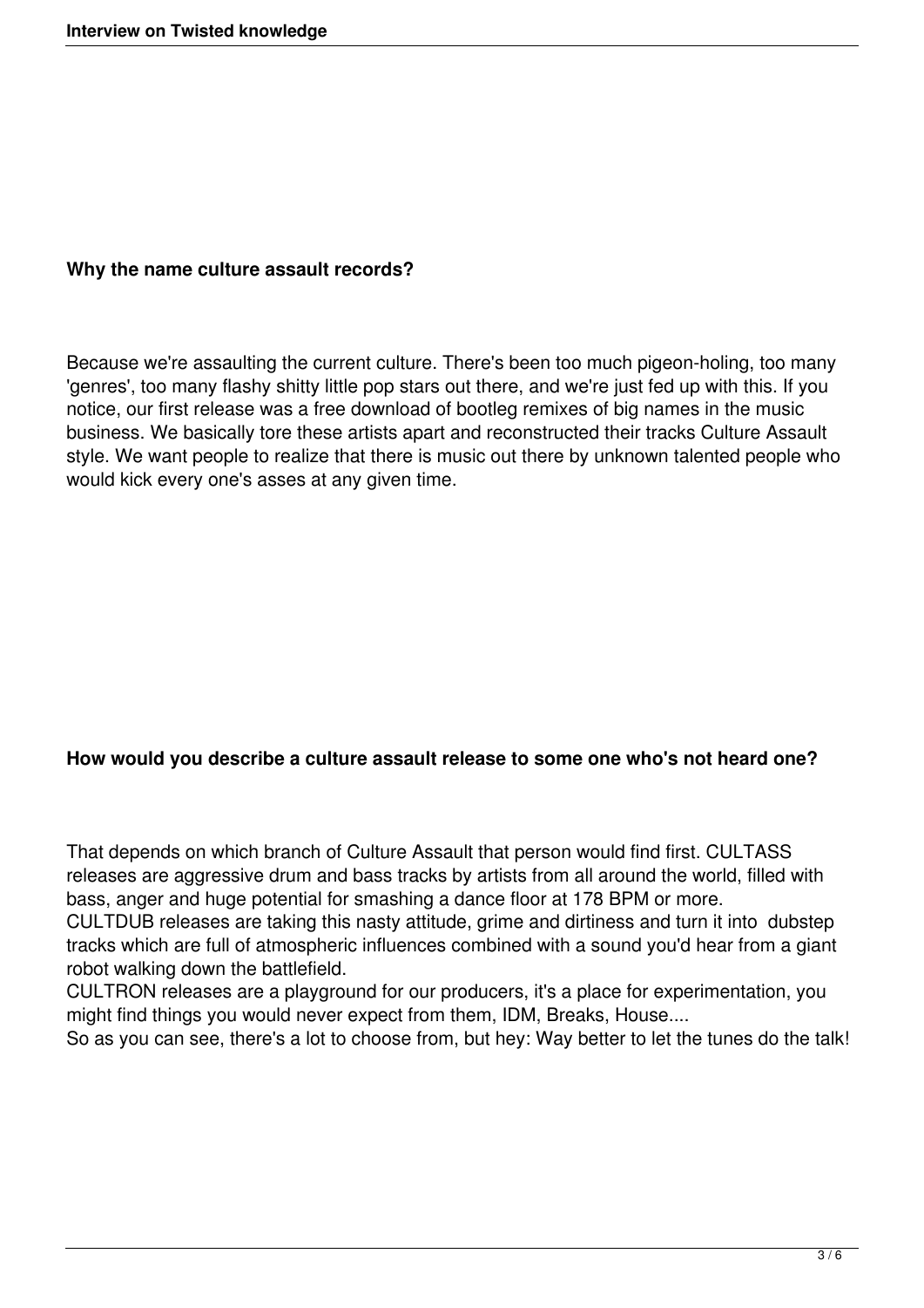**Why the name culture assault records?**

Because we're assaulting the current culture. There's been too much pigeon-holing, too many 'genres', too many flashy shitty little pop stars out there, and we're just fed up with this. If you notice, our first release was a free download of bootleg remixes of big names in the music business. We basically tore these artists apart and reconstructed their tracks Culture Assault style. We want people to realize that there is music out there by unknown talented people who would kick every one's asses at any given time.

**How would you describe a culture assault release to some one who's not heard one?**

That depends on which branch of Culture Assault that person would find first. CULTASS releases are aggressive drum and bass tracks by artists from all around the world, filled with bass, anger and huge potential for smashing a dance floor at 178 BPM or more.
CULTDUB releases are taking this nasty attitude, grime and dirtiness and turn it into dubstep tracks which are full of atmospheric influences combined with a sound you'd hear from a giant robot walking down the battlefield.
CULTRON releases are a playground for our producers, it's a place for experimentation, you might find things you would never expect from them, IDM, Breaks, House....
So as you can see, there's a lot to choose from, but hey: Way better to let the tunes do the talk!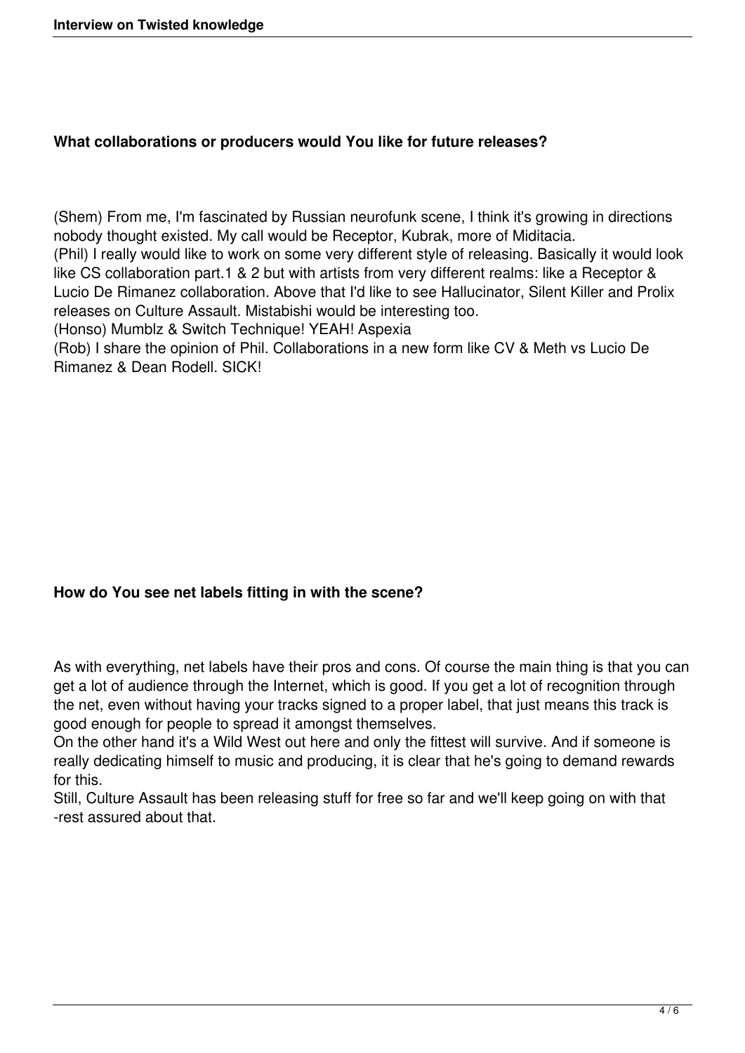### What collaborations or producers would You like for future releases?

(Shem) From me, I'm fascinated by Russian neurofunk scene, I think it's growing in directions nobody thought existed. My call would be Receptor, Kubrak, more of Miditacia.
(Phil) I really would like to work on some very different style of releasing. Basically it would look like CS collaboration part.1 & 2 but with artists from very different realms: like a Receptor & Lucio De Rimanez collaboration. Above that I'd like to see Hallucinator, Silent Killer and Prolix releases on Culture Assault. Mistabishi would be interesting too.
(Honso) Mumblz & Switch Technique! YEAH! Aspexia
(Rob) I share the opinion of Phil. Collaborations in a new form like CV & Meth vs Lucio De Rimanez & Dean Rodell. SICK!

### How do You see net labels fitting in with the scene?

As with everything, net labels have their pros and cons. Of course the main thing is that you can get a lot of audience through the Internet, which is good. If you get a lot of recognition through the net, even without having your tracks signed to a proper label, that just means this track is good enough for people to spread it amongst themselves.
On the other hand it's a Wild West out here and only the fittest will survive. And if someone is really dedicating himself to music and producing, it is clear that he's going to demand rewards for this.
Still, Culture Assault has been releasing stuff for free so far and we'll keep going on with that -rest assured about that.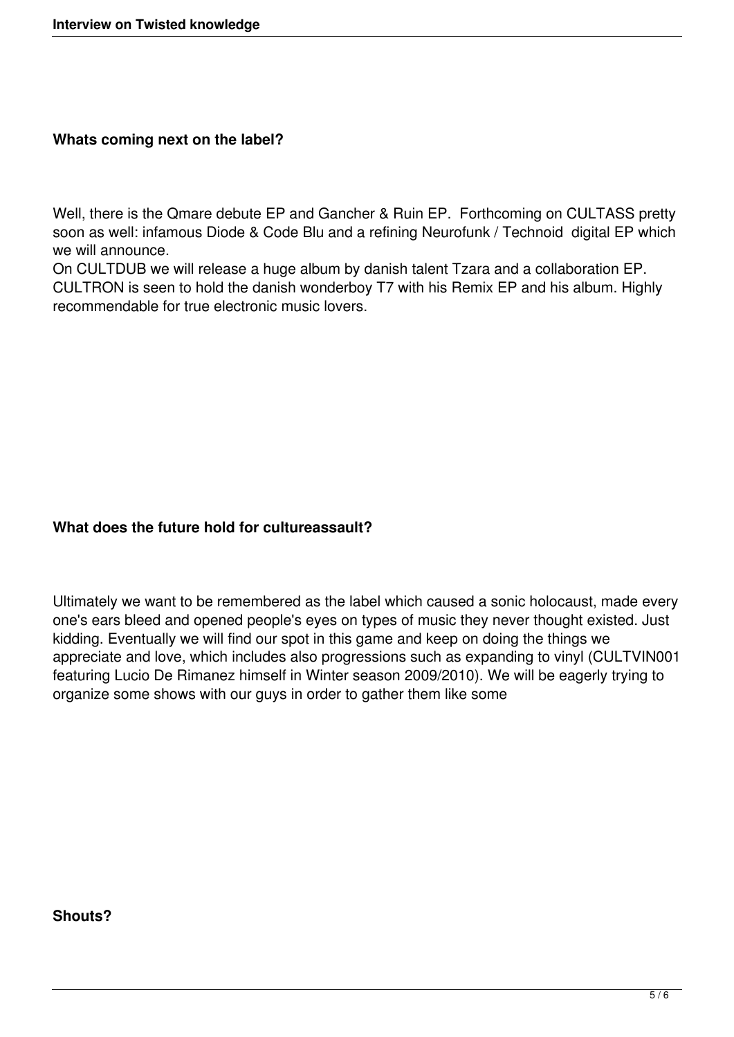**Whats coming next on the label?**

Well, there is the Qmare debute EP and Gancher & Ruin EP.  Forthcoming on CULTASS pretty soon as well: infamous Diode & Code Blu and a refining Neurofunk / Technoid  digital EP which we will announce.
On CULTDUB we will release a huge album by danish talent Tzara and a collaboration EP. CULTRON is seen to hold the danish wonderboy T7 with his Remix EP and his album. Highly recommendable for true electronic music lovers.

**What does the future hold for cultureassault?**

Ultimately we want to be remembered as the label which caused a sonic holocaust, made every one's ears bleed and opened people's eyes on types of music they never thought existed. Just kidding. Eventually we will find our spot in this game and keep on doing the things we appreciate and love, which includes also progressions such as expanding to vinyl (CULTVIN001 featuring Lucio De Rimanez himself in Winter season 2009/2010). We will be eagerly trying to organize some shows with our guys in order to gather them like some

**Shouts?**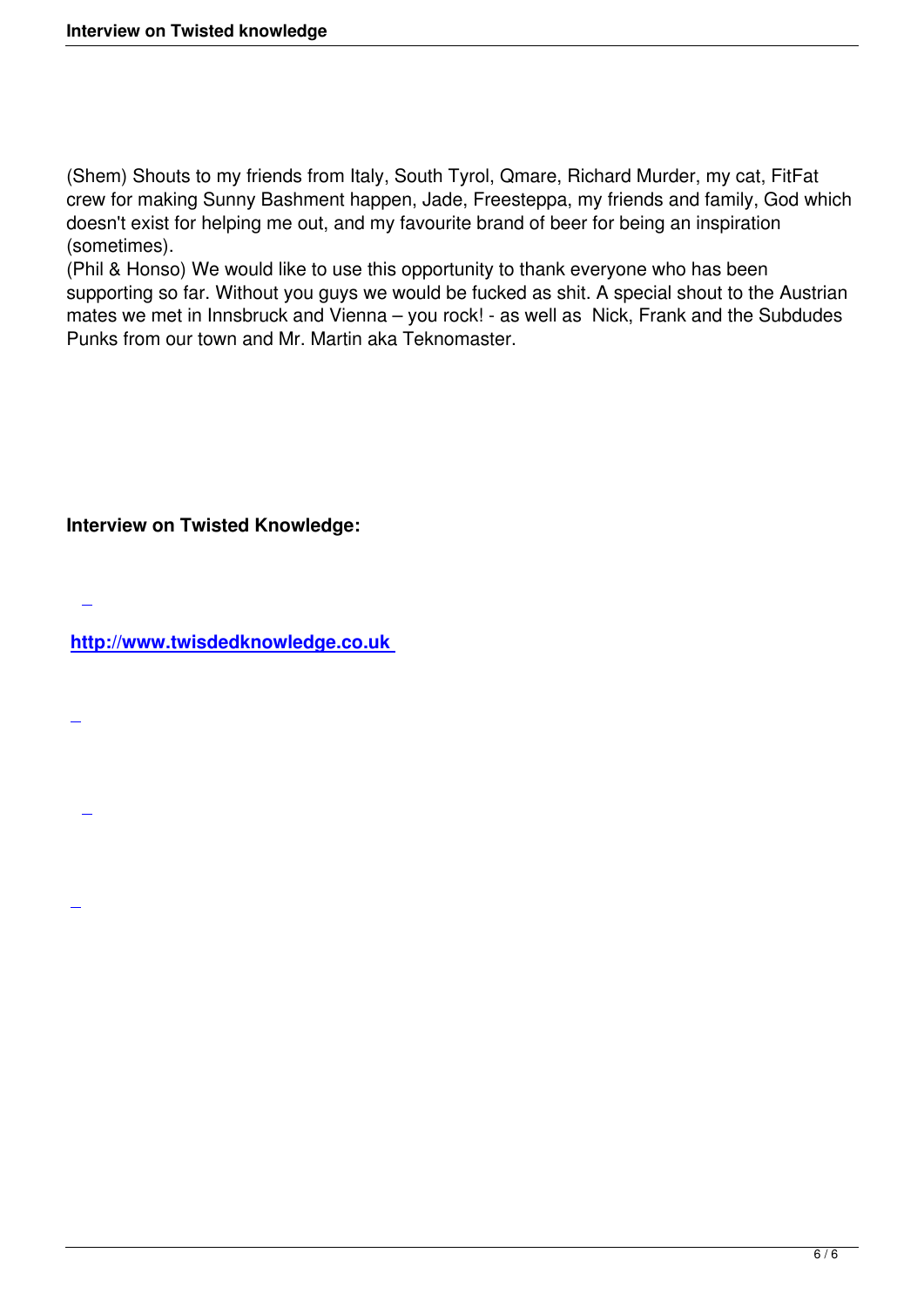(Shem) Shouts to my friends from Italy, South Tyrol, Qmare, Richard Murder, my cat, FitFat crew for making Sunny Bashment happen, Jade, Freesteppa, my friends and family, God which doesn't exist for helping me out, and my favourite brand of beer for being an inspiration (sometimes).

(Phil & Honso) We would like to use this opportunity to thank everyone who has been supporting so far. Without you guys we would be fucked as shit. A special shout to the Austrian mates we met in Innsbruck and Vienna – you rock! - as well as Nick, Frank and the Subdudes Punks from our town and Mr. Martin aka Teknomaster.

**Interview on Twisted Knowledge:**

**http://www.twisdedknowledge.co.uk**